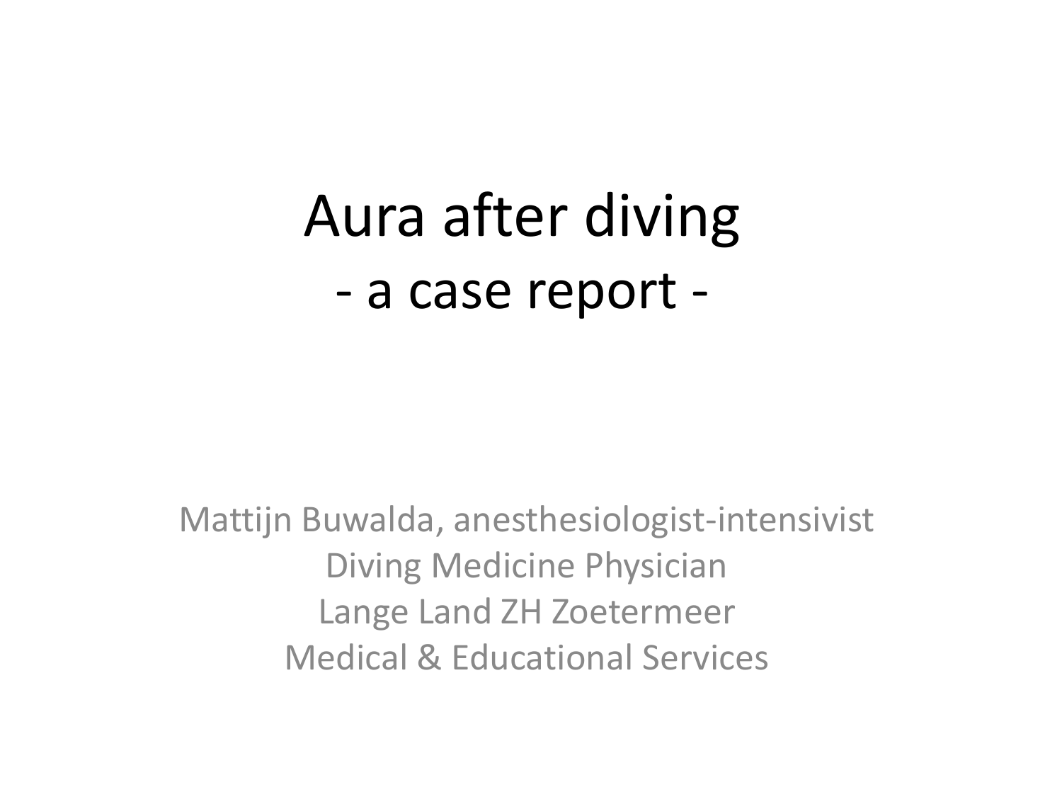# Aura after diving

## - a case report -

Mattijn Buwalda, anesthesiologist-intensivist
Diving Medicine Physician
Lange Land ZH Zoetermeer
Medical & Educational Services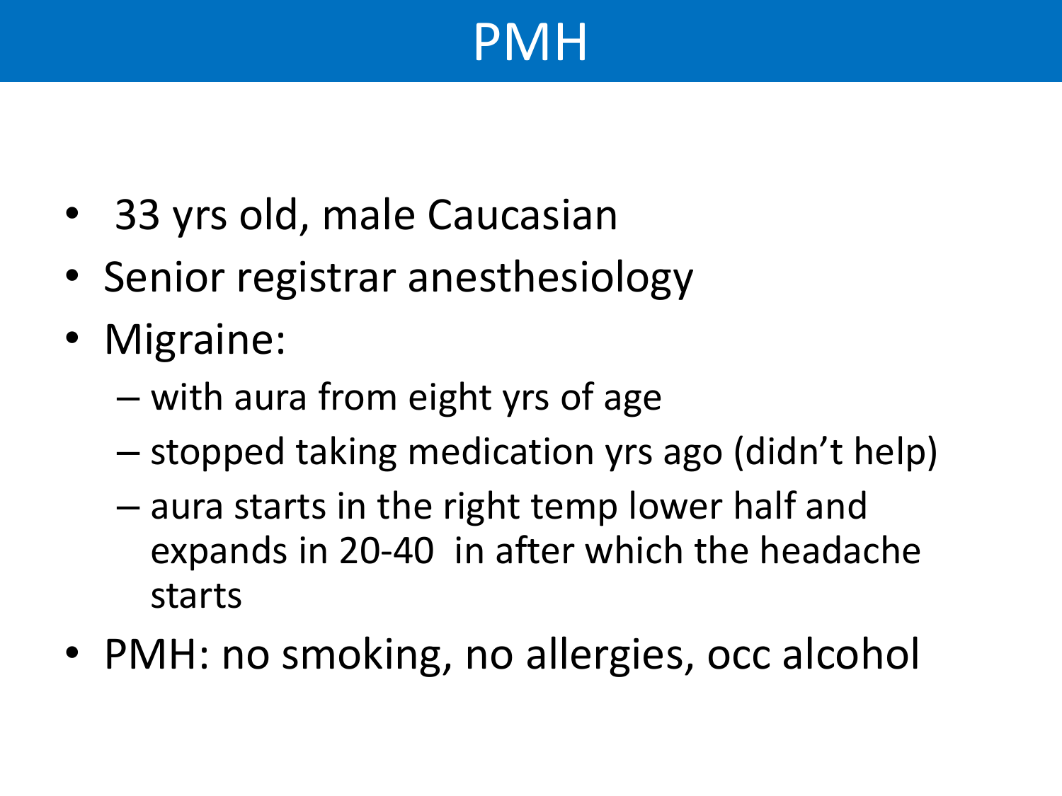# PMH

- 33 yrs old, male Caucasian
- Senior registrar anesthesiology
- Migraine:
  - with aura from eight yrs of age
  - stopped taking medication yrs ago (didn't help)
  - aura starts in the right temp lower half and expands in 20-40 in after which the headache starts
- PMH: no smoking, no allergies, occ alcohol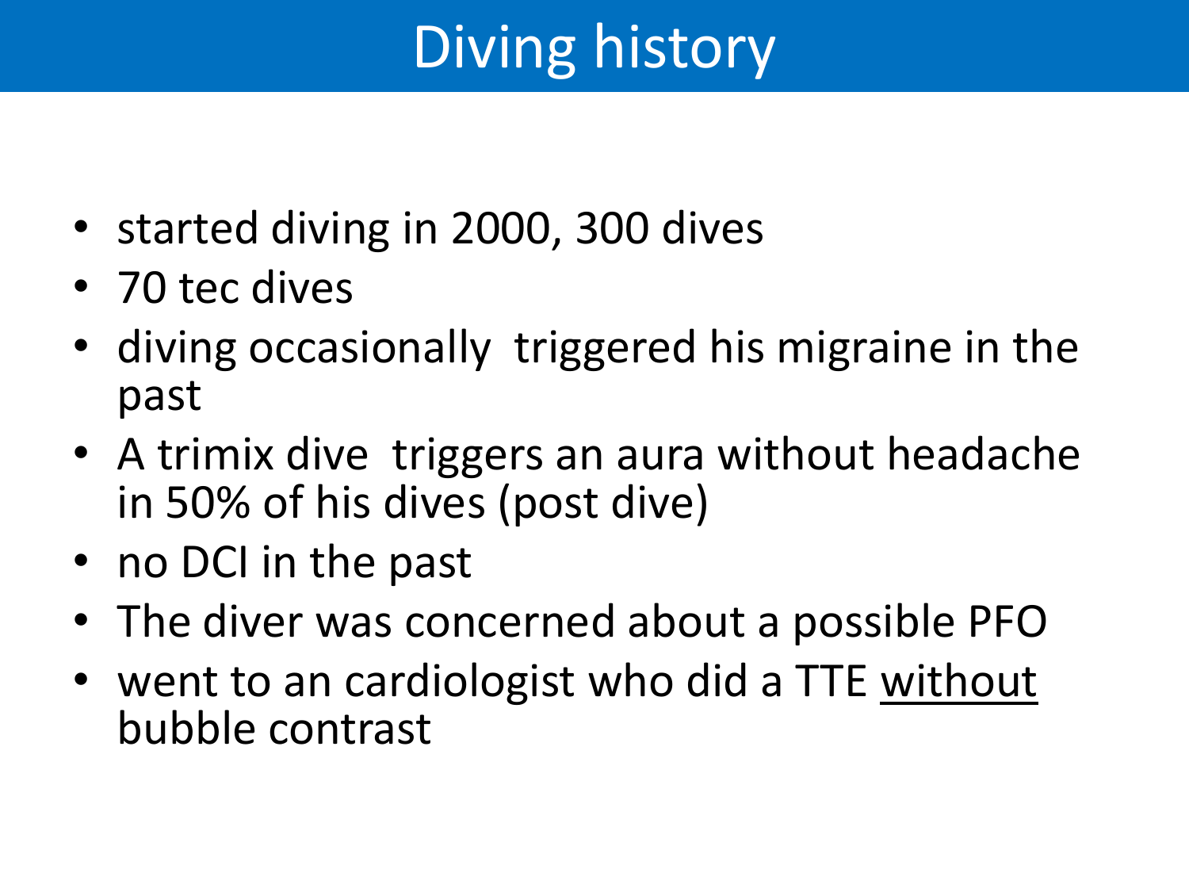# Diving history

- started diving in 2000, 300 dives
- 70 tec dives
- diving occasionally  triggered his migraine in the past
- A trimix dive  triggers an aura without headache in 50% of his dives (post dive)
- no DCI in the past
- The diver was concerned about a possible PFO
- went to an cardiologist who did a TTE <u>without</u> bubble contrast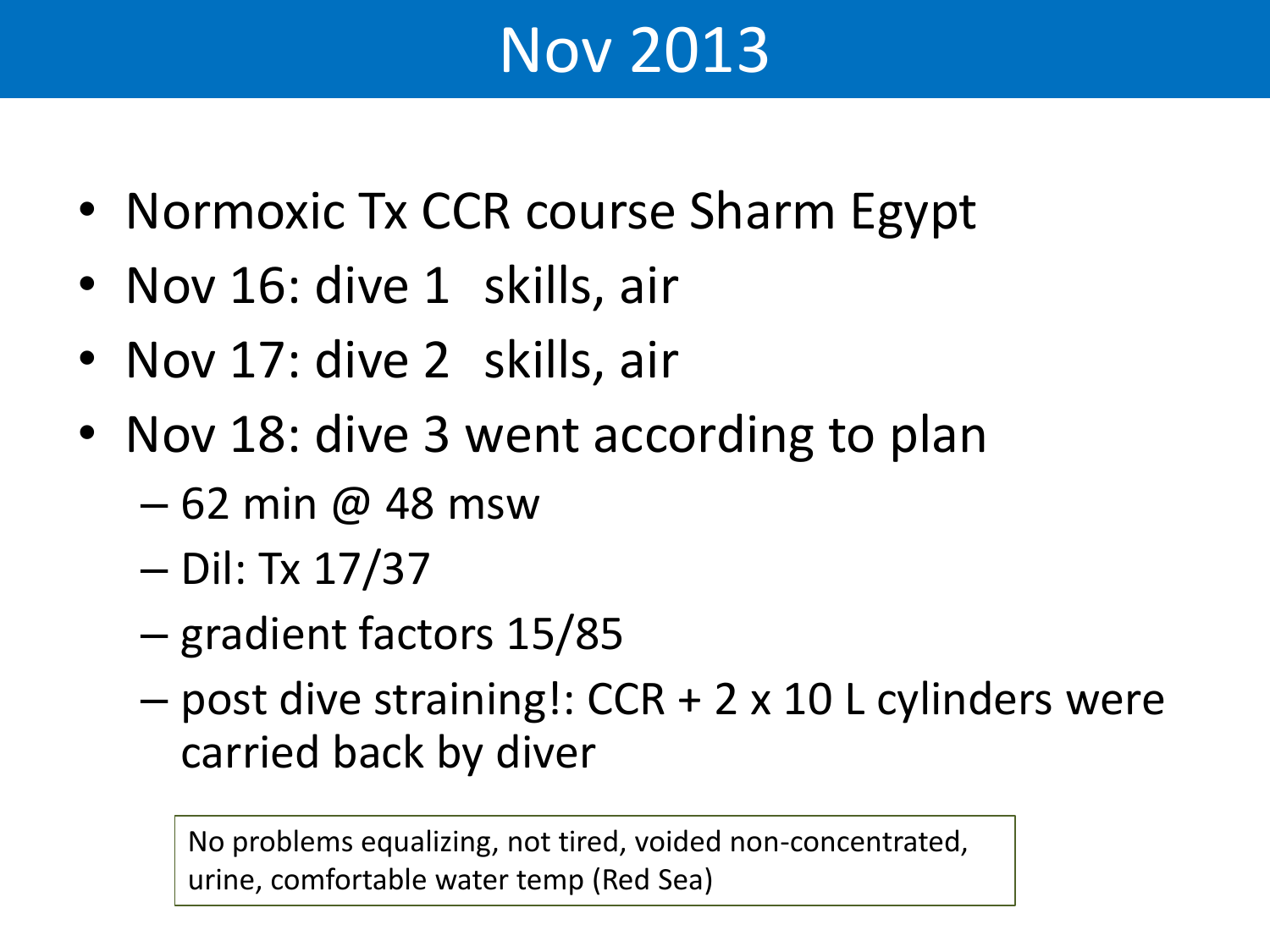# Nov 2013

- Normoxic Tx CCR course Sharm Egypt
- Nov 16: dive 1 skills, air
- Nov 17: dive 2 skills, air
- Nov 18: dive 3 went according to plan
  - 62 min @ 48 msw
  - Dil: Tx 17/37
  - gradient factors 15/85
  - post dive straining!: CCR + 2 x 10 L cylinders were carried back by diver

No problems equalizing, not tired, voided non-concentrated, urine, comfortable water temp (Red Sea)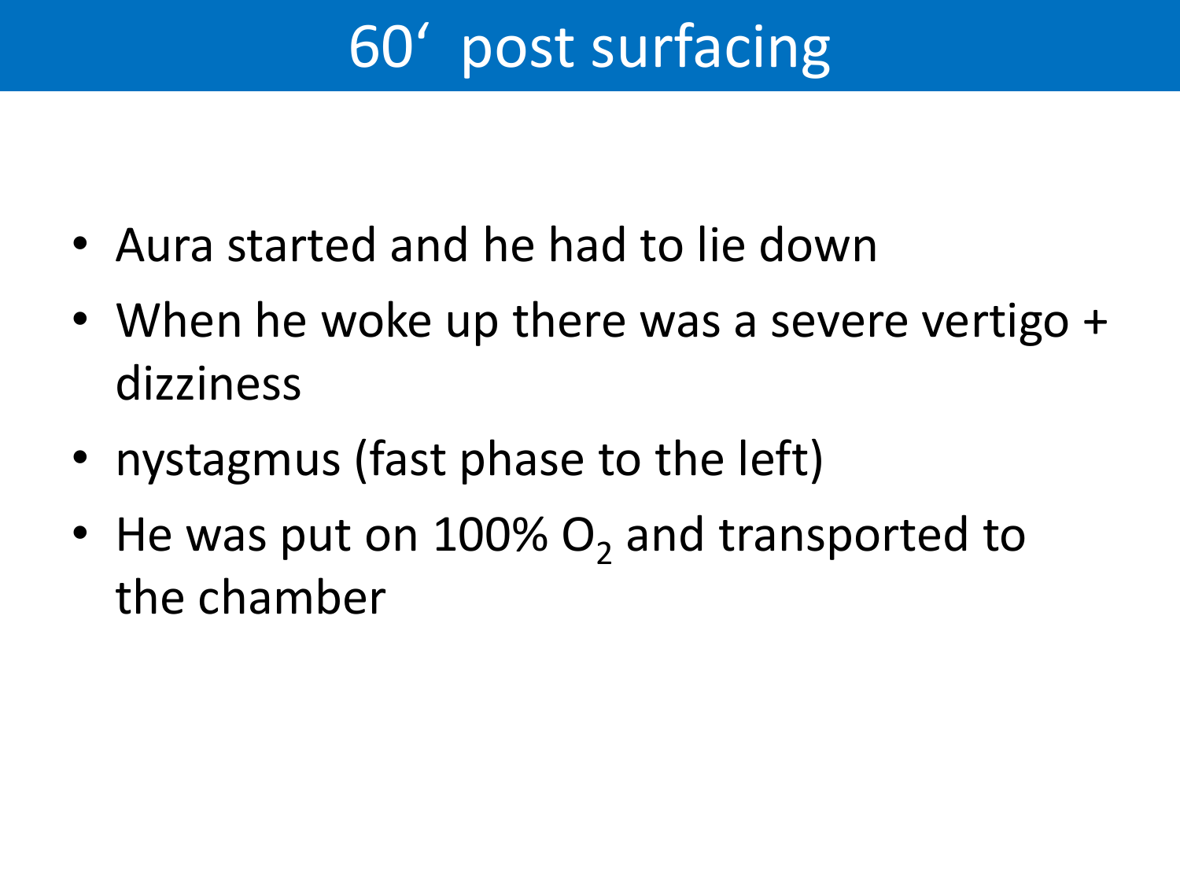# 60‘ post surfacing

- Aura started and he had to lie down
- When he woke up there was a severe vertigo + dizziness
- nystagmus (fast phase to the left)
- He was put on 100% $O_2$ and transported to the chamber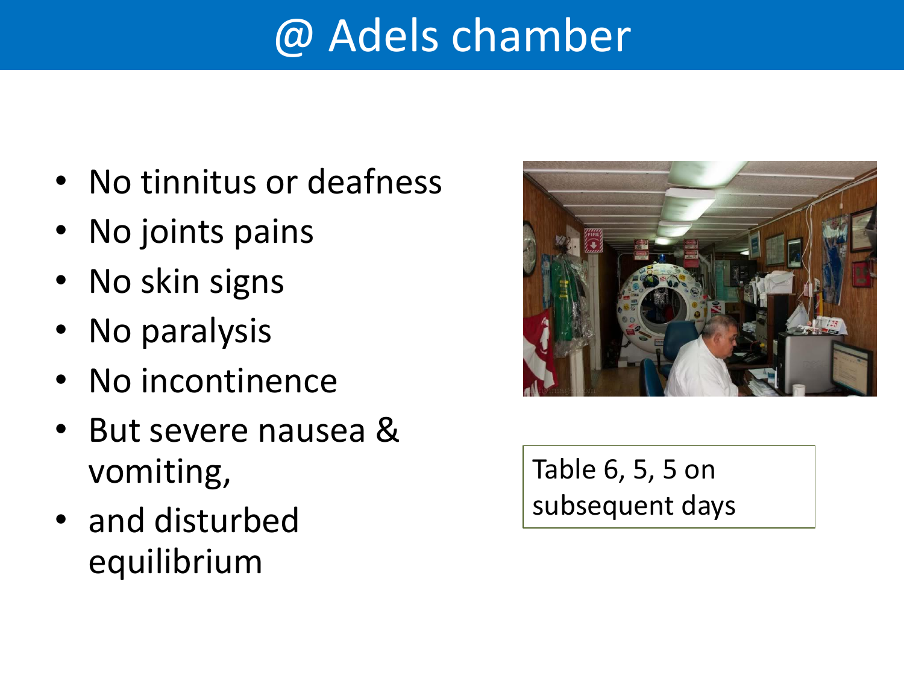# @ Adels chamber

- No tinnitus or deafness
- No joints pains
- No skin signs
- No paralysis
- No incontinence
- But severe nausea & vomiting,
- and disturbed equilibrium

Table 6, 5, 5 on subsequent days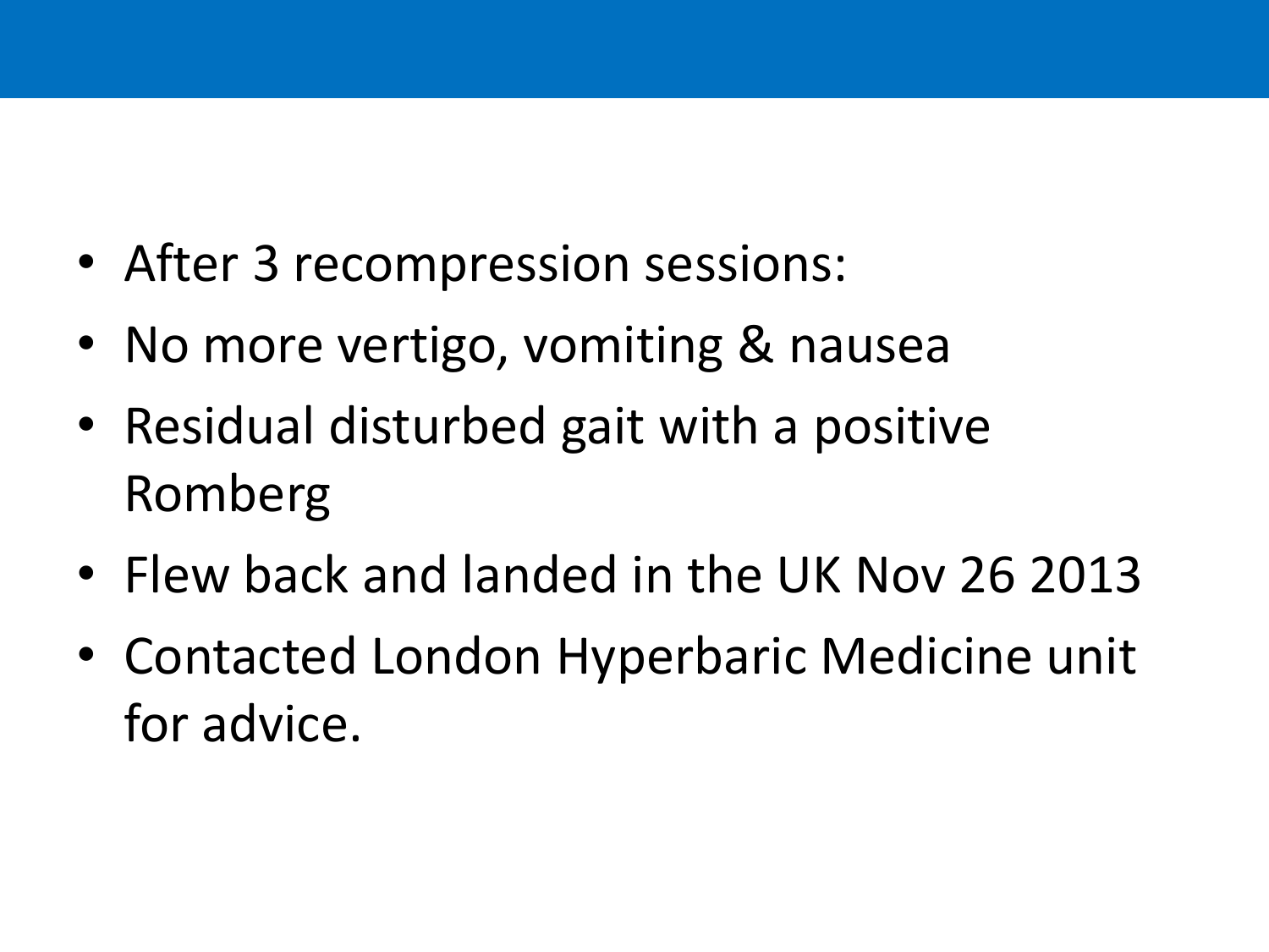- After 3 recompression sessions:
- No more vertigo, vomiting & nausea
- Residual disturbed gait with a positive Romberg
- Flew back and landed in the UK Nov 26 2013
- Contacted London Hyperbaric Medicine unit for advice.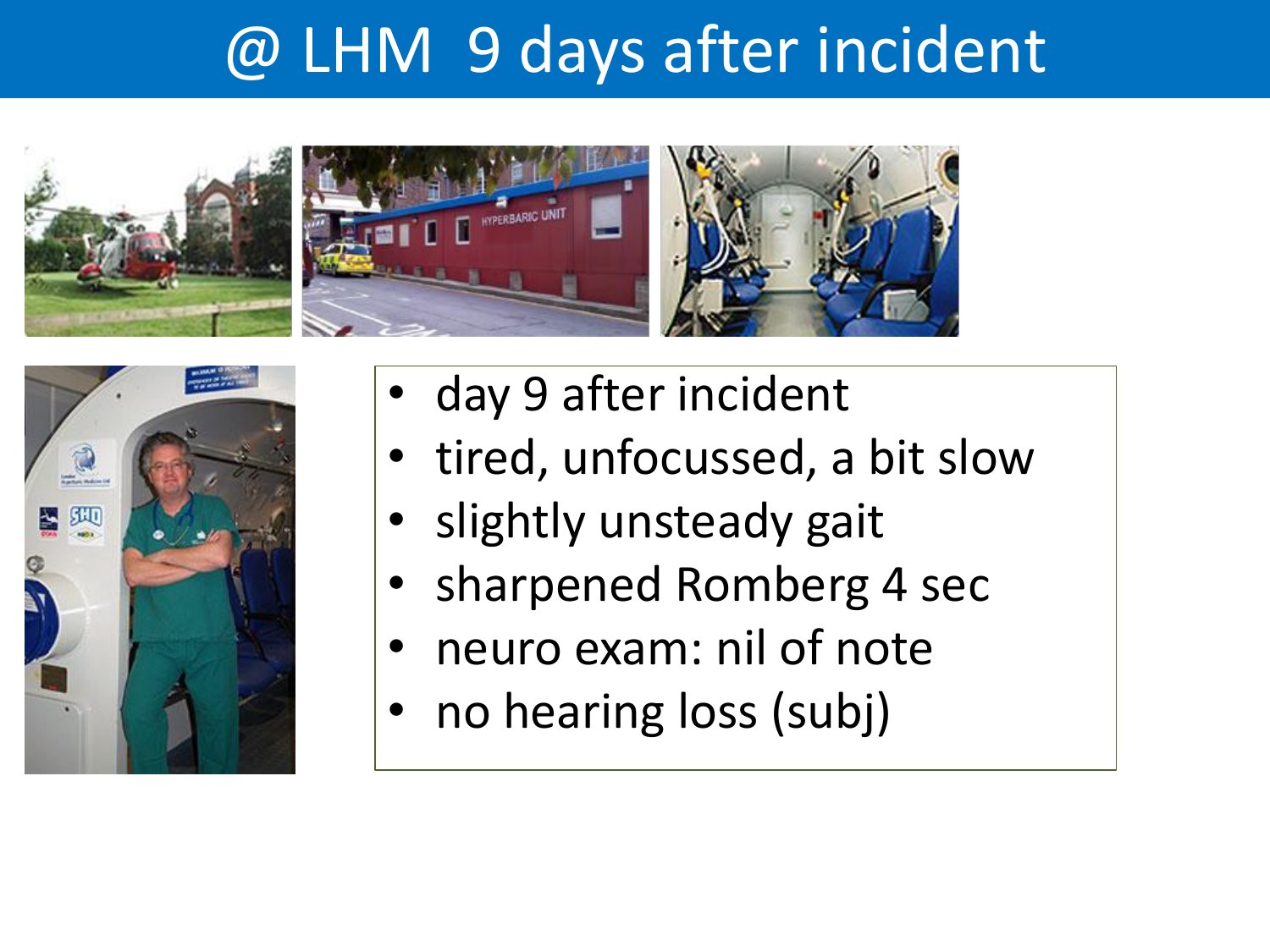# @ LHM 9 days after incident

- day 9 after incident
- tired, unfocussed, a bit slow
- slightly unsteady gait
- sharpened Romberg 4 sec
- neuro exam: nil of note
- no hearing loss (subj)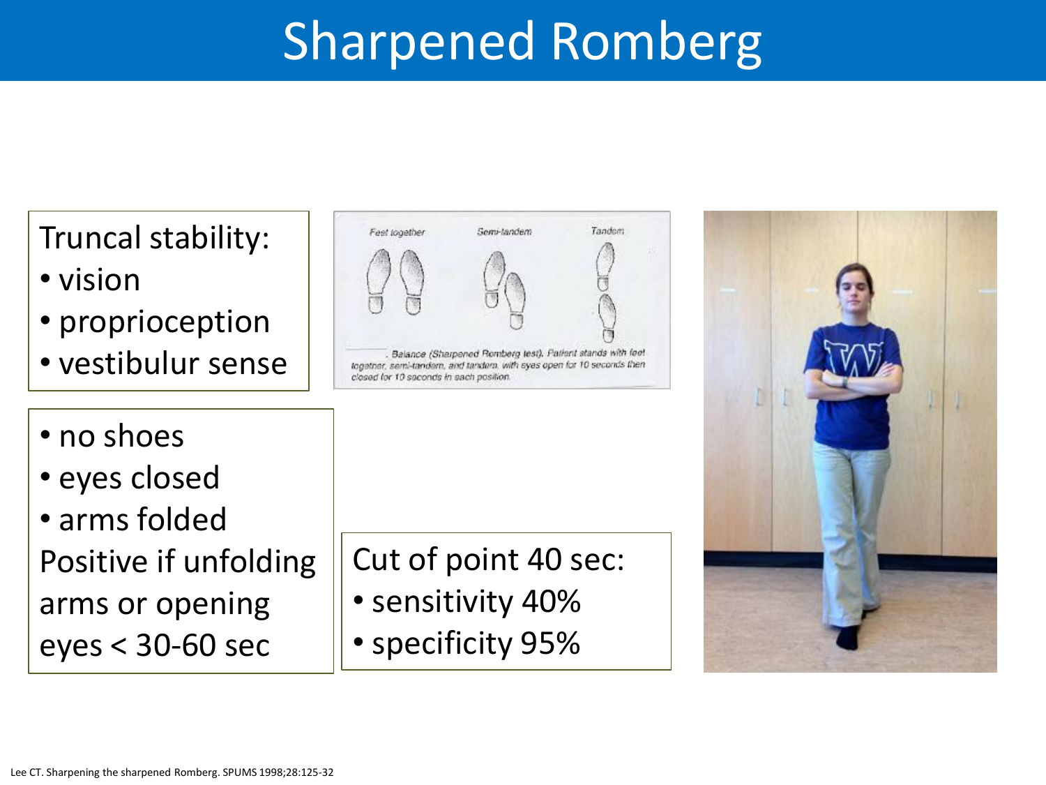# Sharpened Romberg

Truncal stability:

- vision
- proprioception
- vestibulur sense

Feet together — Semi-tandem — Tandem

. Balance (Sharpened Romberg test). Patient stands with feet together, semi-tandem, and tandem, with eyes open for 10 seconds then closed for 10 seconds in each position.

- no shoes
- eyes closed
- arms folded

Positive if unfolding arms or opening eyes < 30-60 sec

Cut of point 40 sec:

- sensitivity 40%
- specificity 95%

Lee CT. Sharpening the sharpened Romberg. SPUMS 1998;28:125-32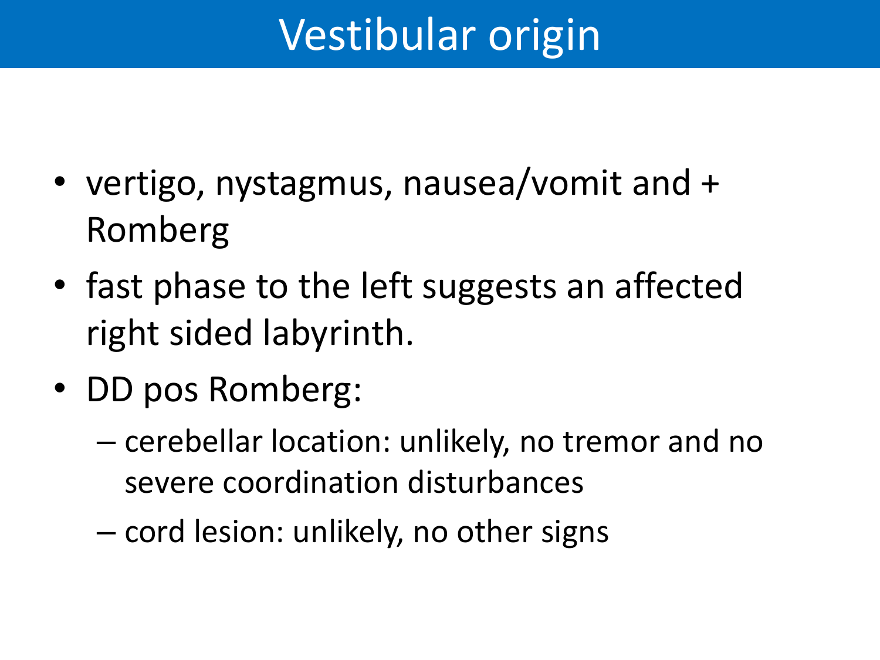# Vestibular origin

- vertigo, nystagmus, nausea/vomit and + Romberg
- fast phase to the left suggests an affected right sided labyrinth.
- DD pos Romberg:
  - cerebellar location: unlikely, no tremor and no severe coordination disturbances
  - cord lesion: unlikely, no other signs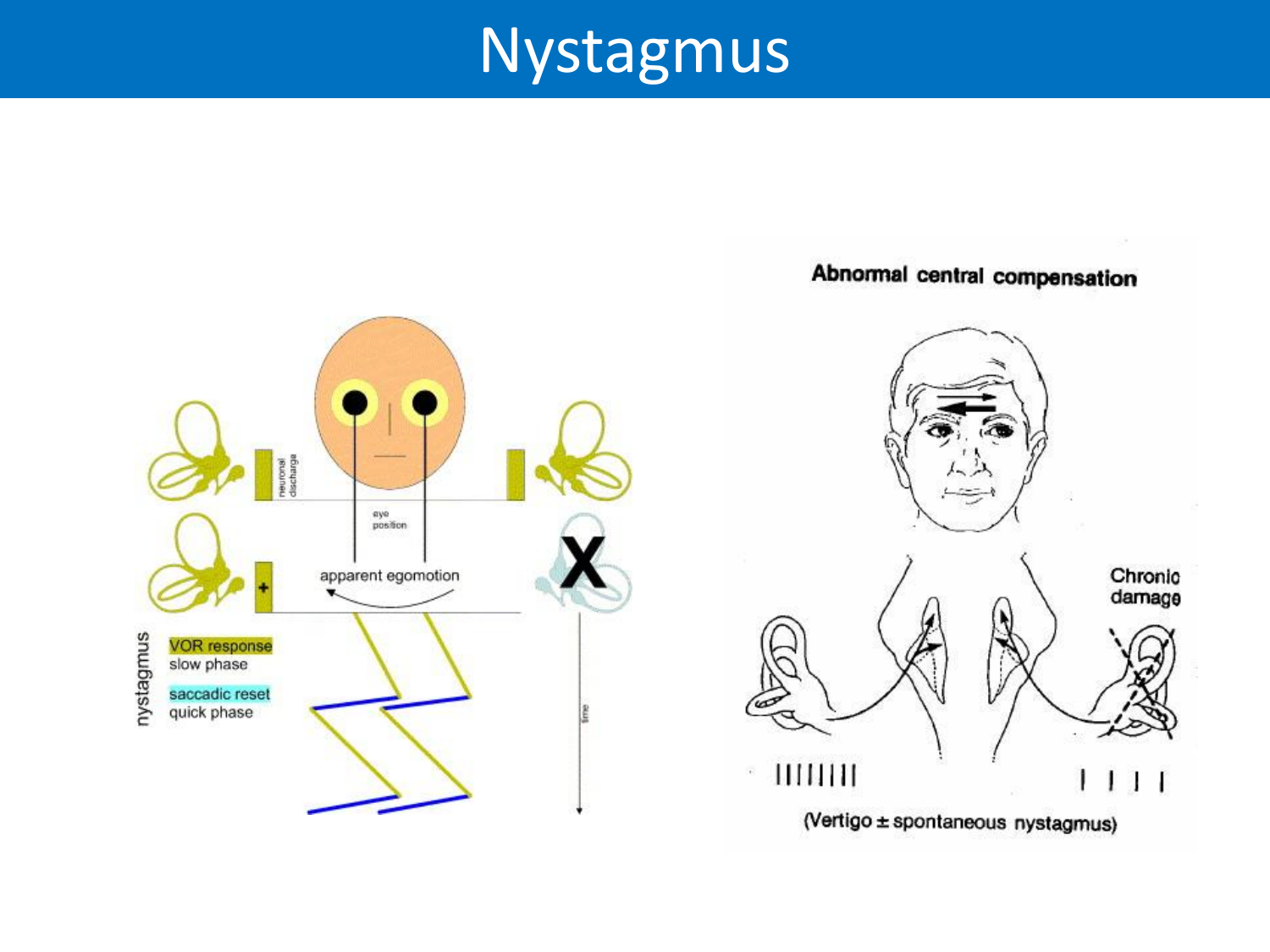# Nystagmus

neuronal discharge

eye position

apparent egomotion

nystagmus

VOR response
slow phase

saccadic reset
quick phase

time

**Abnormal central compensation**

Chronic damage

(Vertigo ± spontaneous nystagmus)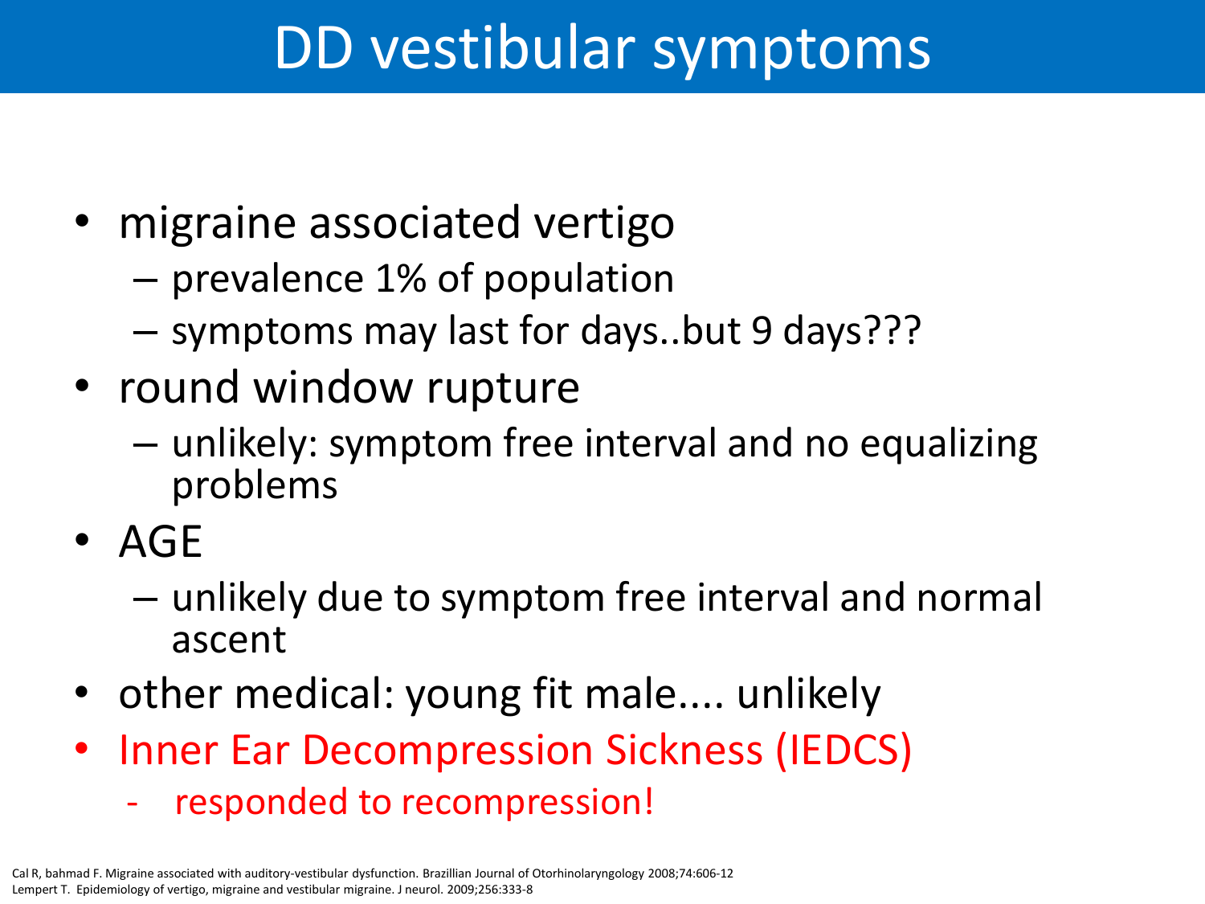# DD vestibular symptoms

- migraine associated vertigo
  - prevalence 1% of population
  - symptoms may last for days..but 9 days???
- round window rupture
  - unlikely: symptom free interval and no equalizing problems
- AGE
  - unlikely due to symptom free interval and normal ascent
- other medical: young fit male.... unlikely
- Inner Ear Decompression Sickness (IEDCS)
  - responded to recompression!

Cal R, bahmad F. Migraine associated with auditory-vestibular dysfunction. Brazillian Journal of Otorhinolaryngology 2008;74:606-12
Lempert T. Epidemiology of vertigo, migraine and vestibular migraine. J neurol. 2009;256:333-8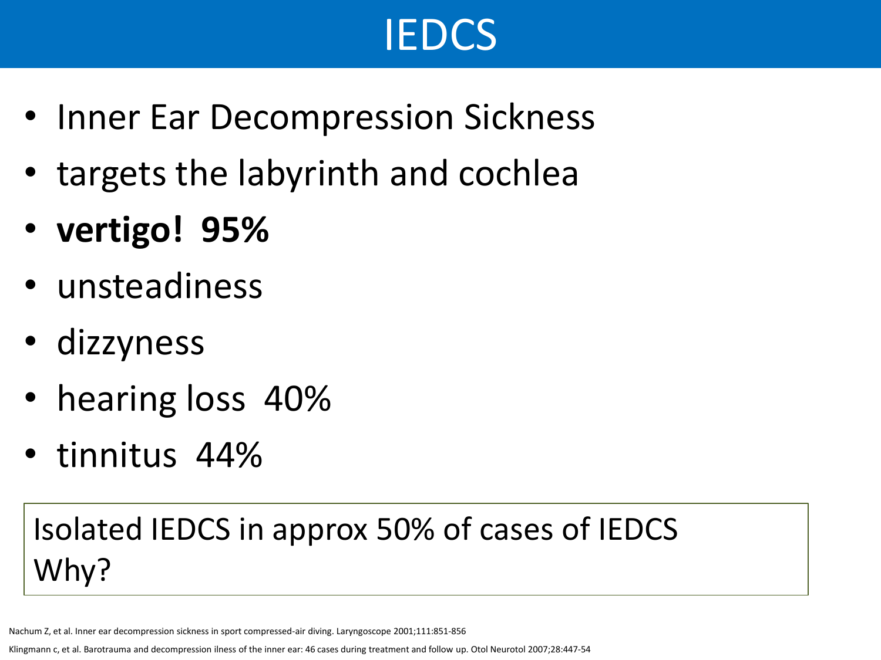# IEDCS

- Inner Ear Decompression Sickness
- targets the labyrinth and cochlea
- **vertigo! 95%**
- unsteadiness
- dizzyness
- hearing loss 40%
- tinnitus 44%

Isolated IEDCS in approx 50% of cases of IEDCS
Why?

Nachum Z, et al. Inner ear decompression sickness in sport compressed-air diving. Laryngoscope 2001;111:851-856

Klingmann c, et al. Barotrauma and decompression ilness of the inner ear: 46 cases during treatment and follow up. Otol Neurotol 2007;28:447-54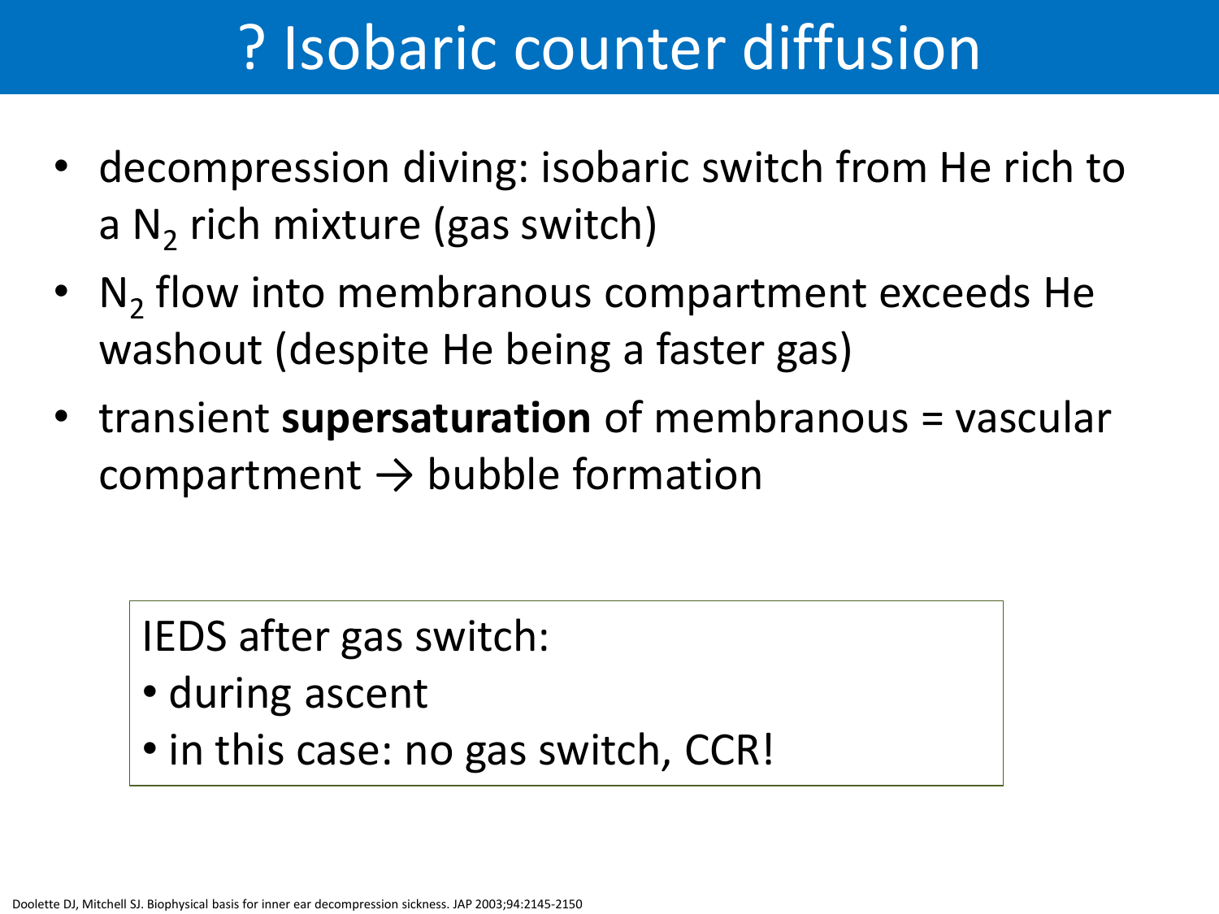# ? Isobaric counter diffusion

- decompression diving: isobaric switch from He rich to a $N_2$ rich mixture (gas switch)
- $N_2$ flow into membranous compartment exceeds He washout (despite He being a faster gas)
- transient **supersaturation** of membranous = vascular compartment → bubble formation

IEDS after gas switch:
- during ascent
- in this case: no gas switch, CCR!

Doolette DJ, Mitchell SJ. Biophysical basis for inner ear decompression sickness. JAP 2003;94:2145-2150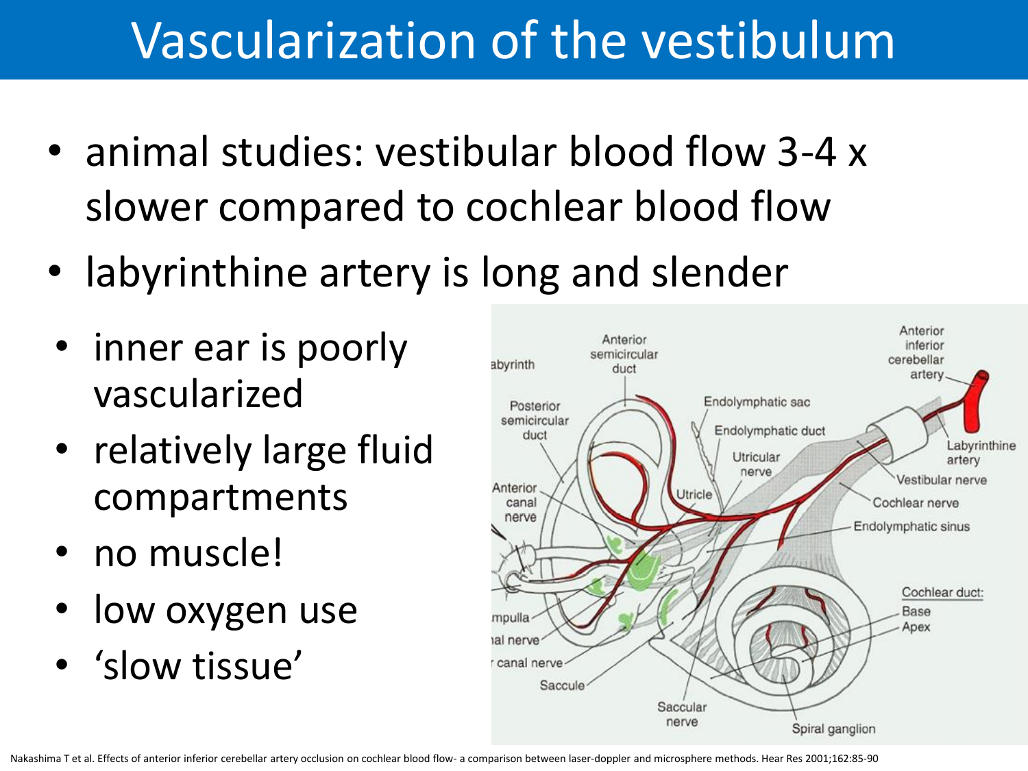# Vascularization of the vestibulum

- animal studies: vestibular blood flow 3-4 x slower compared to cochlear blood flow
- labyrinthine artery is long and slender

- inner ear is poorly vascularized
- relatively large fluid compartments
- no muscle!
- low oxygen use
- 'slow tissue'

Nakashima T et al. Effects of anterior inferior cerebellar artery occlusion on cochlear blood flow- a comparison between laser-doppler and microsphere methods. Hear Res 2001;162:85-90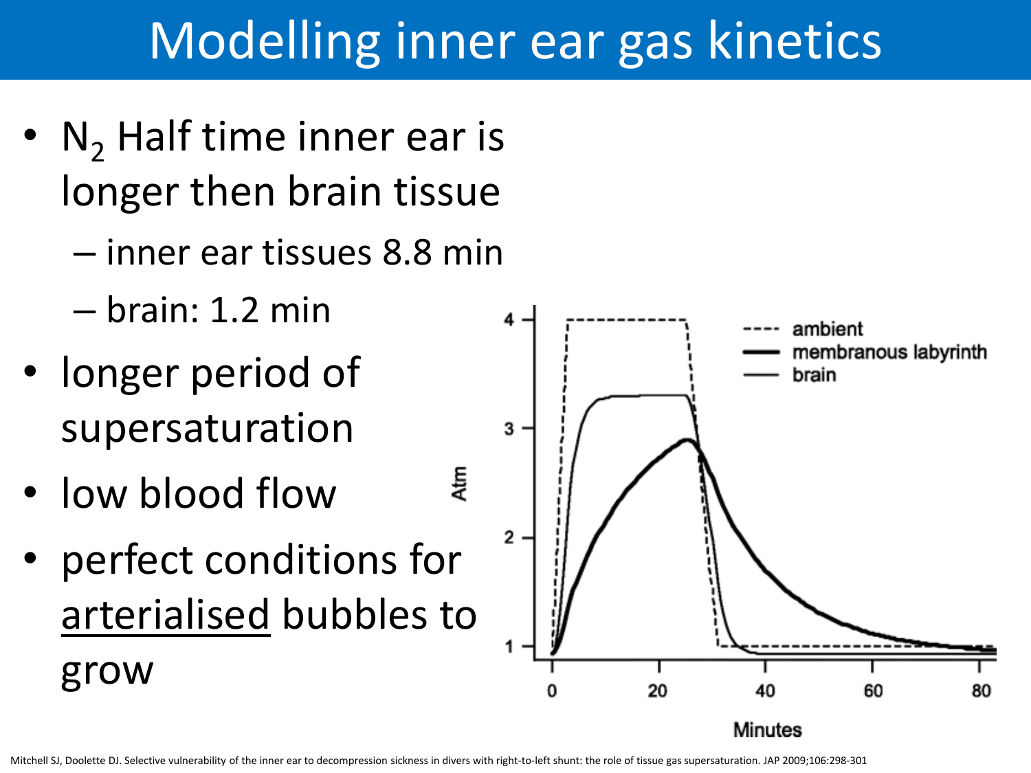# Modelling inner ear gas kinetics

- $N_2$ Half time inner ear is longer then brain tissue
  - inner ear tissues 8.8 min
  - brain: 1.2 min
- longer period of supersaturation
- low blood flow
- perfect conditions for <u>arterialised</u> bubbles to grow

Mitchell SJ, Doolette DJ. Selective vulnerability of the inner ear to decompression sickness in divers with right-to-left shunt: the role of tissue gas supersaturation. JAP 2009;106:298-301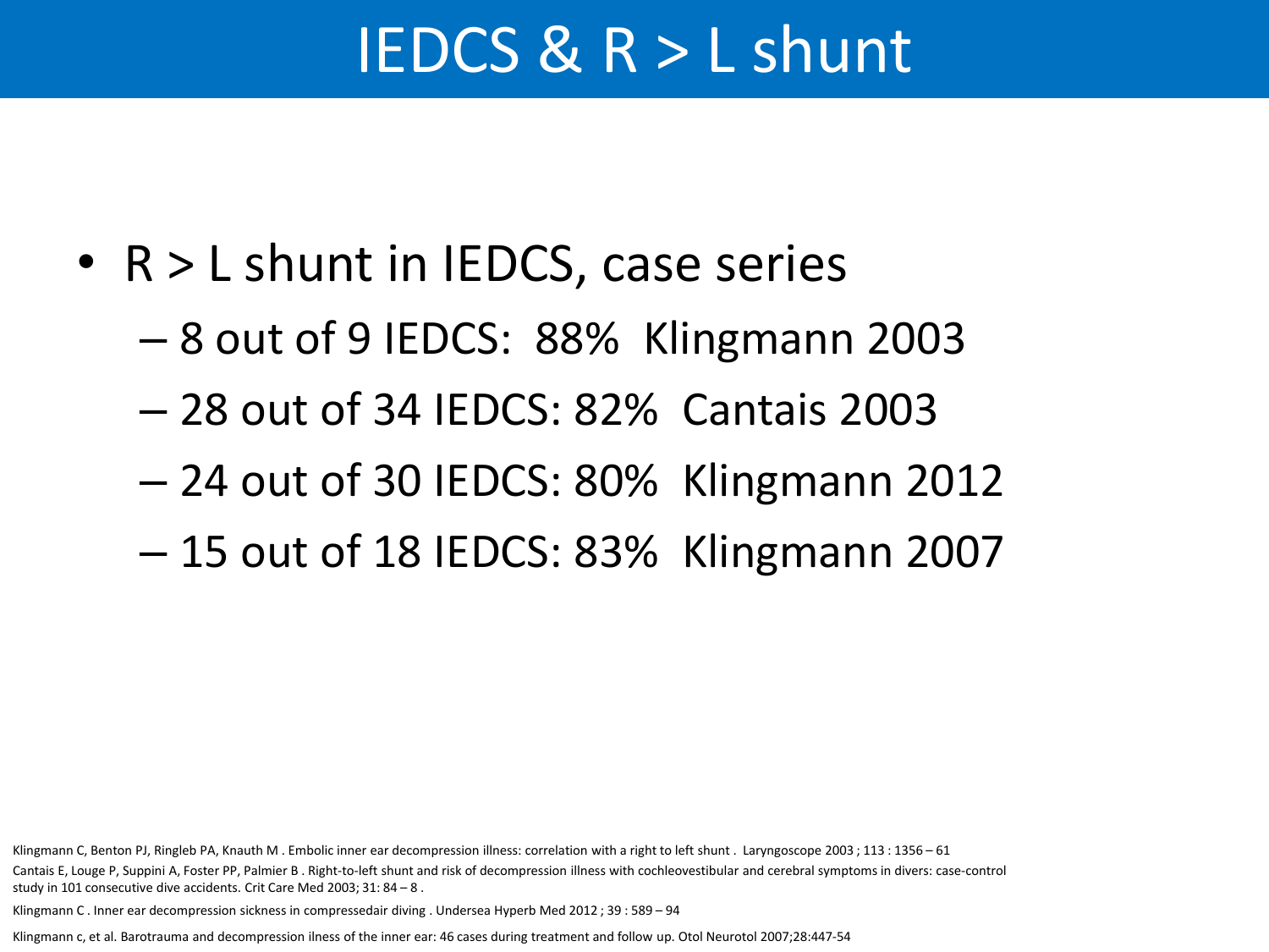# IEDCS & R > L shunt

- R > L shunt in IEDCS, case series
  - 8 out of 9 IEDCS: 88% Klingmann 2003
  - 28 out of 34 IEDCS: 82% Cantais 2003
  - 24 out of 30 IEDCS: 80% Klingmann 2012
  - 15 out of 18 IEDCS: 83% Klingmann 2007

Klingmann C, Benton PJ, Ringleb PA, Knauth M . Embolic inner ear decompression illness: correlation with a right to left shunt . Laryngoscope 2003 ; 113 : 1356 – 61

Cantais E, Louge P, Suppini A, Foster PP, Palmier B . Right-to-left shunt and risk of decompression illness with cochleovestibular and cerebral symptoms in divers: case-control study in 101 consecutive dive accidents. Crit Care Med 2003; 31: 84 – 8 .

Klingmann C . Inner ear decompression sickness in compressedair diving . Undersea Hyperb Med 2012 ; 39 : 589 – 94

Klingmann c, et al. Barotrauma and decompression ilness of the inner ear: 46 cases during treatment and follow up. Otol Neurotol 2007;28:447-54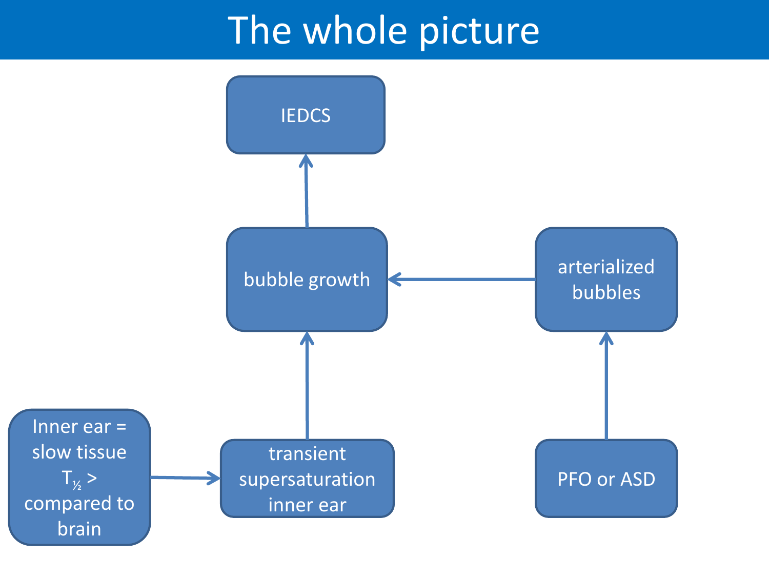# The whole picture

IEDCS

bubble growth

arterialized bubbles

Inner ear = slow tissue $T_{½}$ > compared to brain

transient supersaturation inner ear

PFO or ASD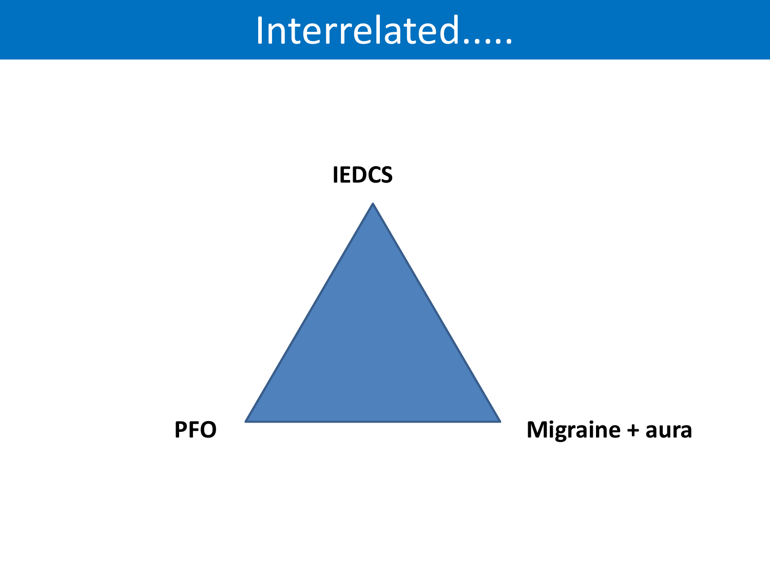# Interrelated.....

IEDCS

PFO

Migraine + aura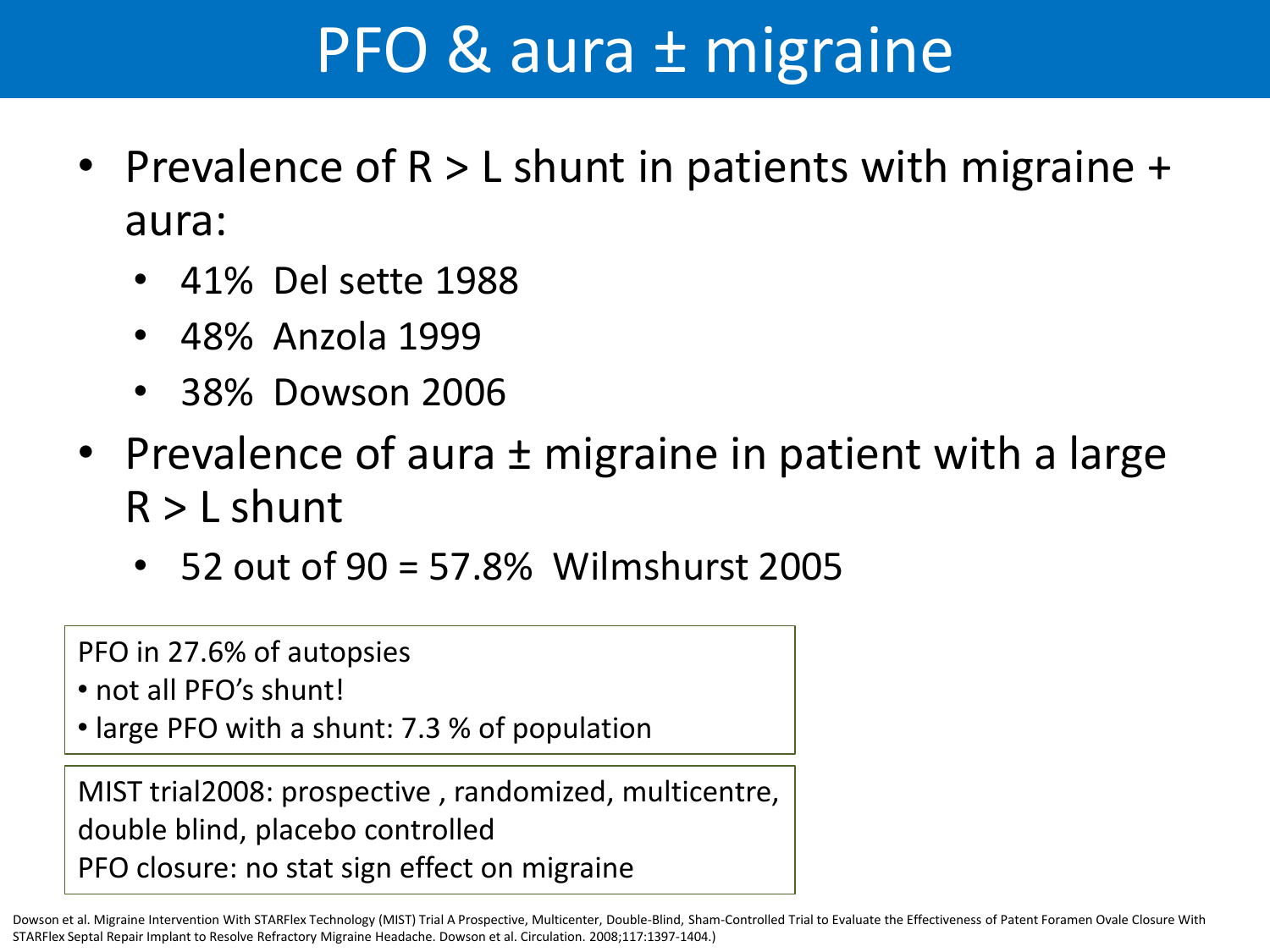# PFO & aura ± migraine

- Prevalence of R > L shunt in patients with migraine + aura:
  - 41% Del sette 1988
  - 48% Anzola 1999
  - 38% Dowson 2006
- Prevalence of aura ± migraine in patient with a large R > L shunt
  - 52 out of 90 = 57.8% Wilmshurst 2005

PFO in 27.6% of autopsies
- not all PFO's shunt!
- large PFO with a shunt: 7.3 % of population

MIST trial2008: prospective , randomized, multicentre, double blind, placebo controlled
PFO closure: no stat sign effect on migraine

Dowson et al. Migraine Intervention With STARFlex Technology (MIST) Trial A Prospective, Multicenter, Double-Blind, Sham-Controlled Trial to Evaluate the Effectiveness of Patent Foramen Ovale Closure With STARFlex Septal Repair Implant to Resolve Refractory Migraine Headache. Dowson et al. Circulation. 2008;117:1397-1404.)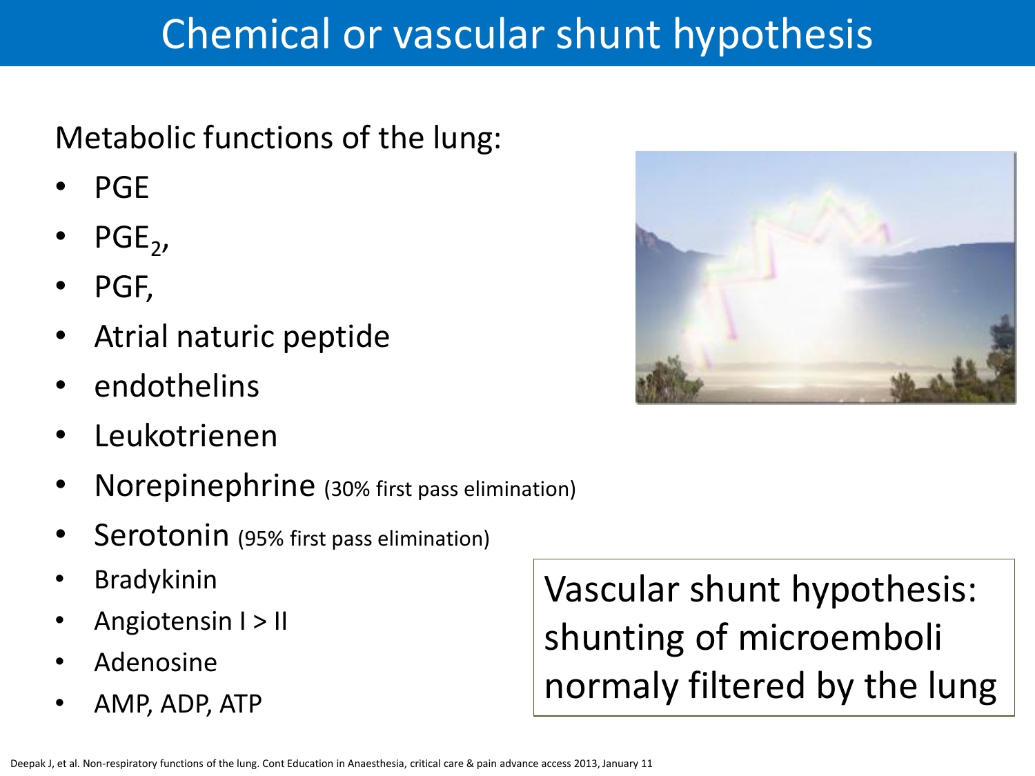# Chemical or vascular shunt hypothesis

Metabolic functions of the lung:

- PGE
- $PGE_2$,
- PGF,
- Atrial naturic peptide
- endothelins
- Leukotrienen
- Norepinephrine (30% first pass elimination)
- Serotonin (95% first pass elimination)
- Bradykinin
- Angiotensin I > II
- Adenosine
- AMP, ADP, ATP

Vascular shunt hypothesis: shunting of microemboli normaly filtered by the lung

Deepak J, et al. Non-respiratory functions of the lung. Cont Education in Anaesthesia, critical care & pain advance access 2013, January 11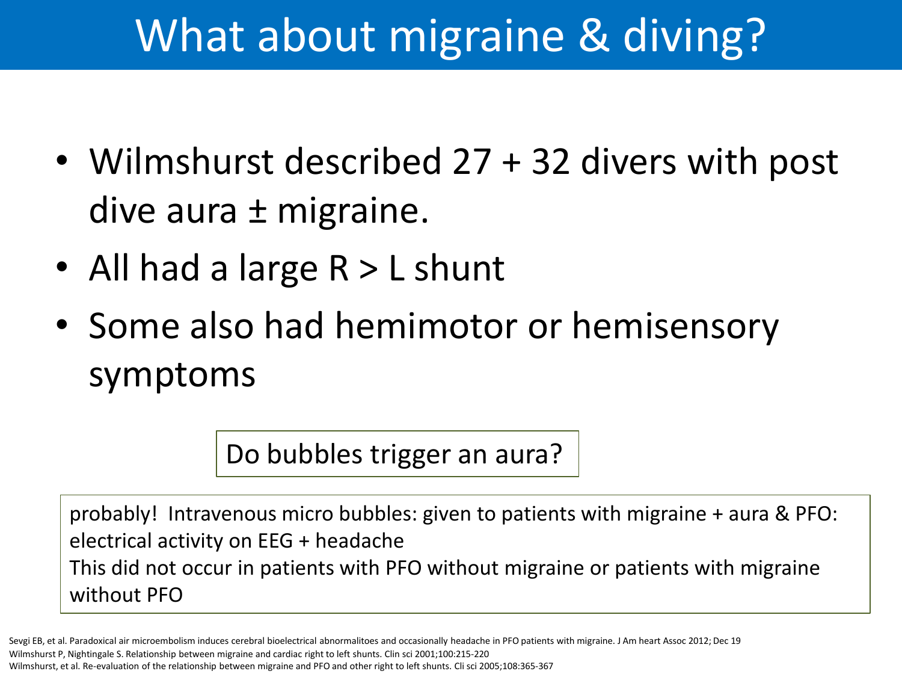# What about migraine & diving?

- Wilmshurst described 27 + 32 divers with post dive aura ± migraine.
- All had a large R > L shunt
- Some also had hemimotor or hemisensory symptoms

Do bubbles trigger an aura?

probably! Intravenous micro bubbles: given to patients with migraine + aura & PFO: electrical activity on EEG + headache
This did not occur in patients with PFO without migraine or patients with migraine without PFO

Sevgi EB, et al. Paradoxical air microembolism induces cerebral bioelectrical abnormalitoes and occasionally headache in PFO patients with migraine. J Am heart Assoc 2012; Dec 19
Wilmshurst P, Nightingale S. Relationship between migraine and cardiac right to left shunts. Clin sci 2001;100:215-220
Wilmshurst, et al. Re-evaluation of the relationship between migraine and PFO and other right to left shunts. Cli sci 2005;108:365-367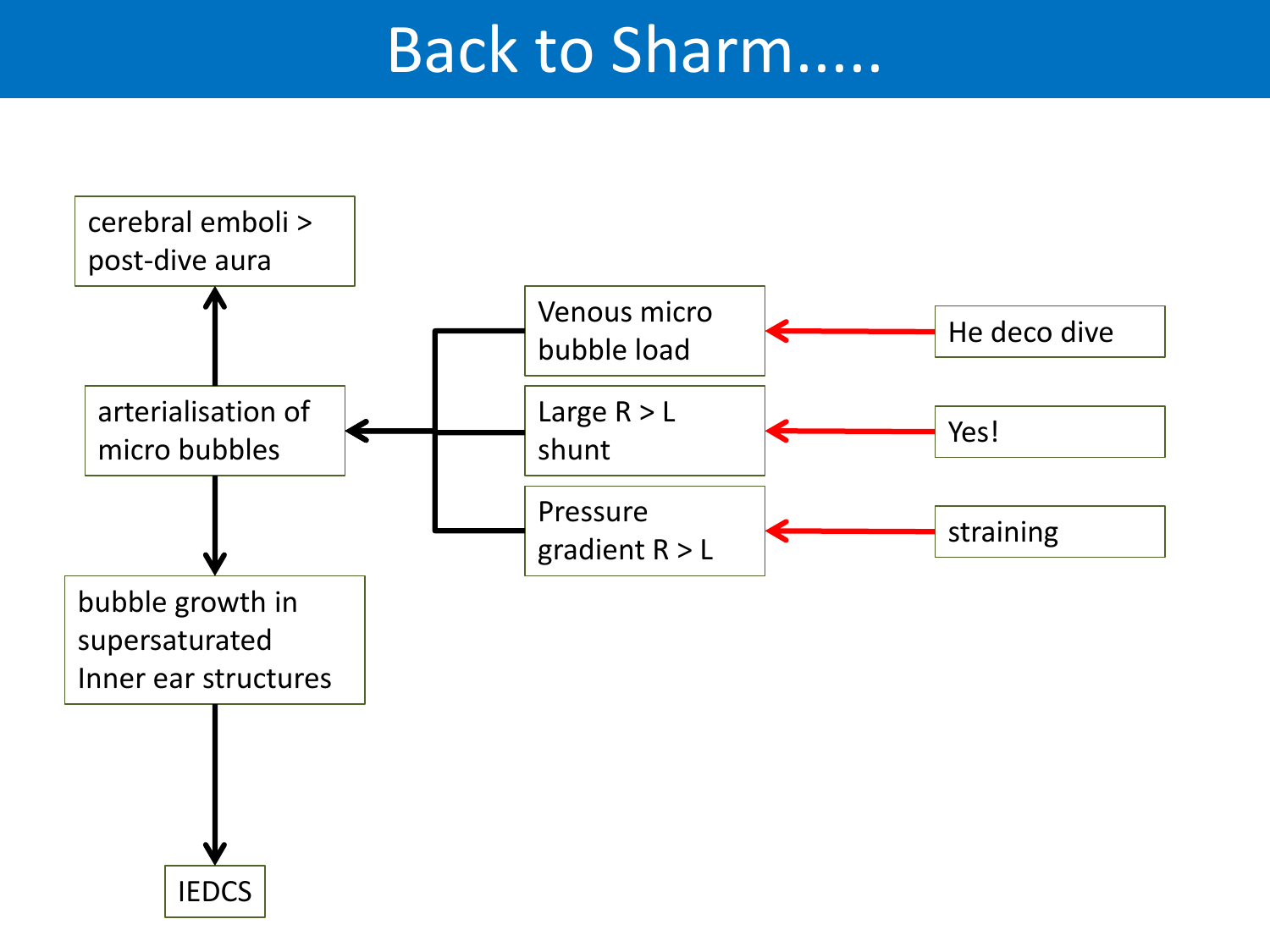# Back to Sharm.....

- cerebral emboli > post-dive aura
- arterialisation of micro bubbles
- bubble growth in supersaturated Inner ear structures
- IEDCS

Contributing factors to arterialisation of micro bubbles:

- Venous micro bubble load ← He deco dive
- Large R > L shunt ← Yes!
- Pressure gradient R > L ← straining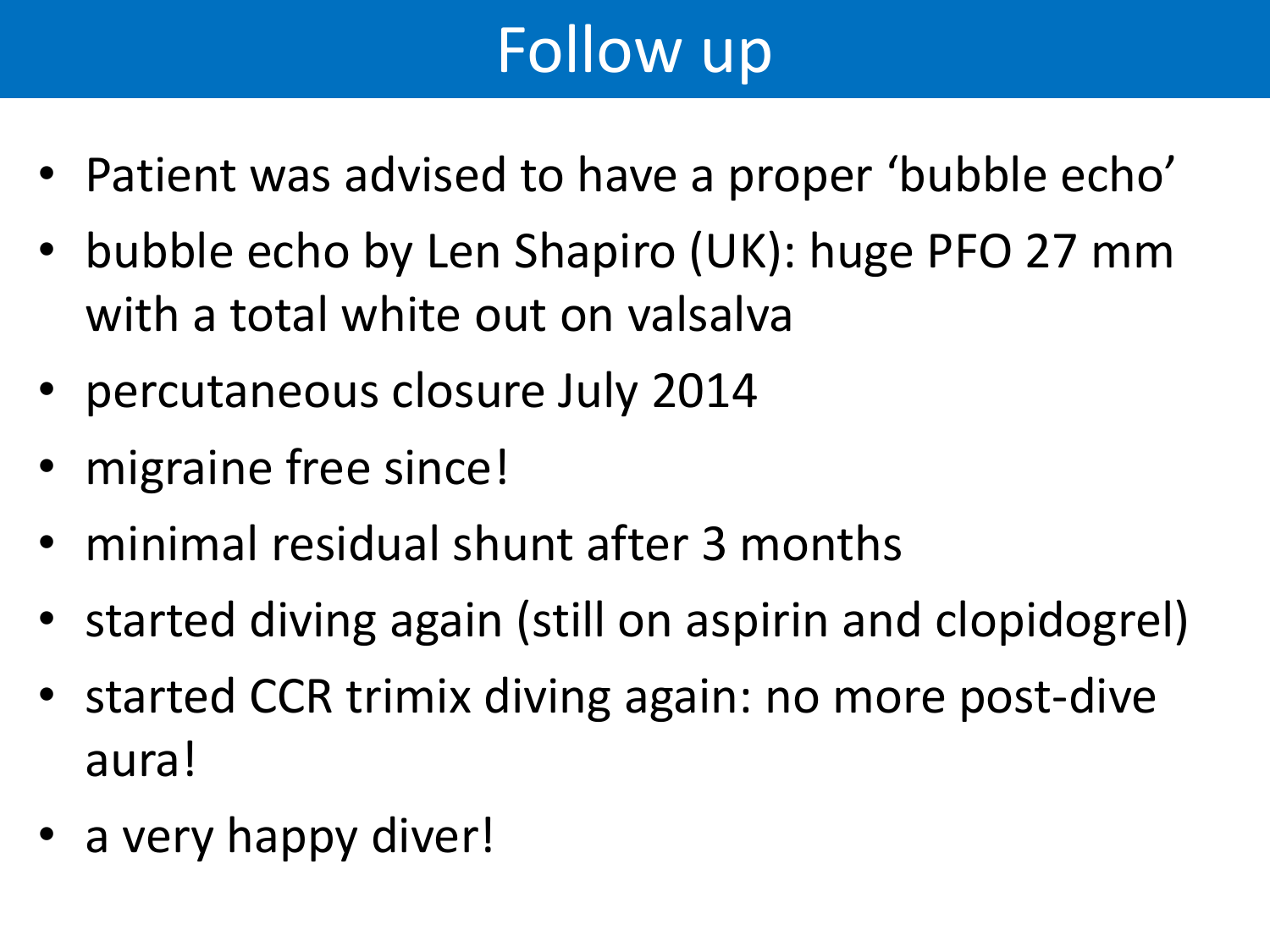# Follow up

- Patient was advised to have a proper ‘bubble echo’
- bubble echo by Len Shapiro (UK): huge PFO 27 mm with a total white out on valsalva
- percutaneous closure July 2014
- migraine free since!
- minimal residual shunt after 3 months
- started diving again (still on aspirin and clopidogrel)
- started CCR trimix diving again: no more post-dive aura!
- a very happy diver!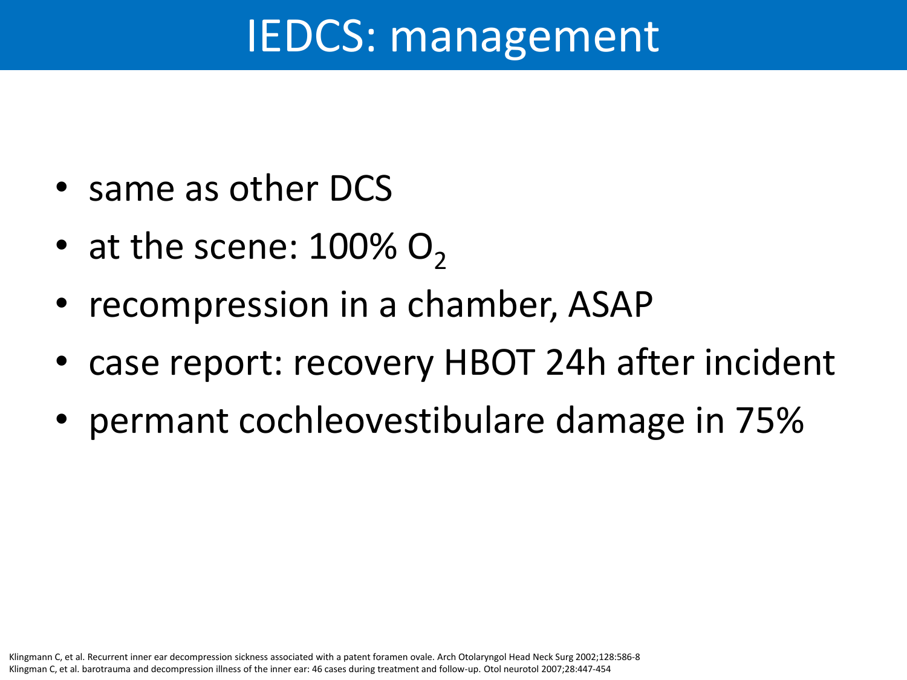# IEDCS: management

- same as other DCS
- at the scene: 100% $O_2$
- recompression in a chamber, ASAP
- case report: recovery HBOT 24h after incident
- permant cochleovestibulare damage in 75%

Klingmann C, et al. Recurrent inner ear decompression sickness associated with a patent foramen ovale. Arch Otolaryngol Head Neck Surg 2002;128:586-8
Klingman C, et al. barotrauma and decompression illness of the inner ear: 46 cases during treatment and follow-up. Otol neurotol 2007;28:447-454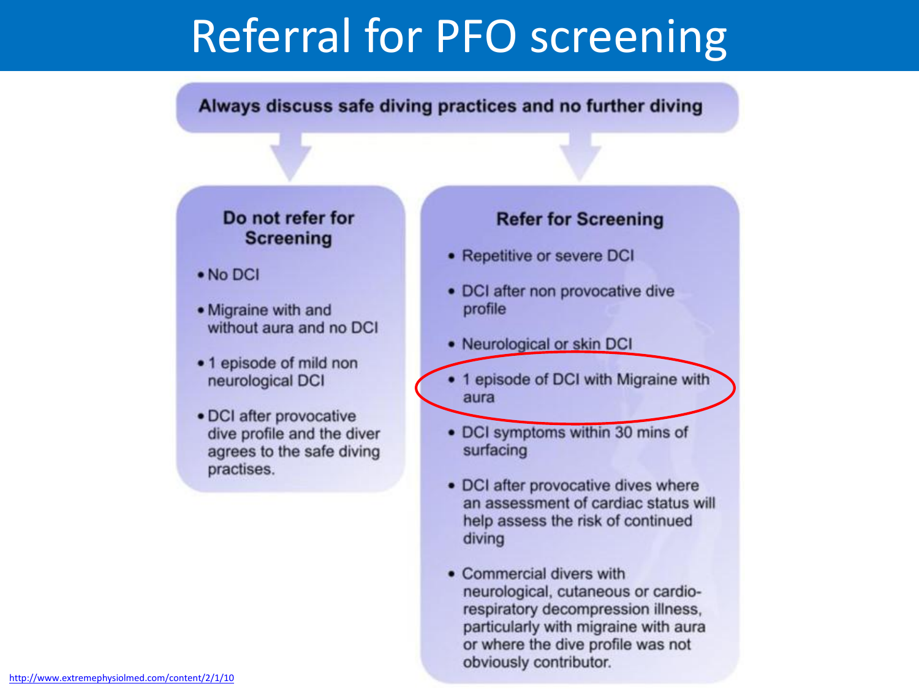# Referral for PFO screening

**Always discuss safe diving practices and no further diving**

### Do not refer for Screening

- No DCI
- Migraine with and without aura and no DCI
- 1 episode of mild non neurological DCI
- DCI after provocative dive profile and the diver agrees to the safe diving practises.

### Refer for Screening

- Repetitive or severe DCI
- DCI after non provocative dive profile
- Neurological or skin DCI
- 1 episode of DCI with Migraine with aura
- DCI symptoms within 30 mins of surfacing
- DCI after provocative dives where an assessment of cardiac status will help assess the risk of continued diving
- Commercial divers with neurological, cutaneous or cardio-respiratory decompression illness, particularly with migraine with aura or where the dive profile was not obviously contributor.

http://www.extremephysiolmed.com/content/2/1/10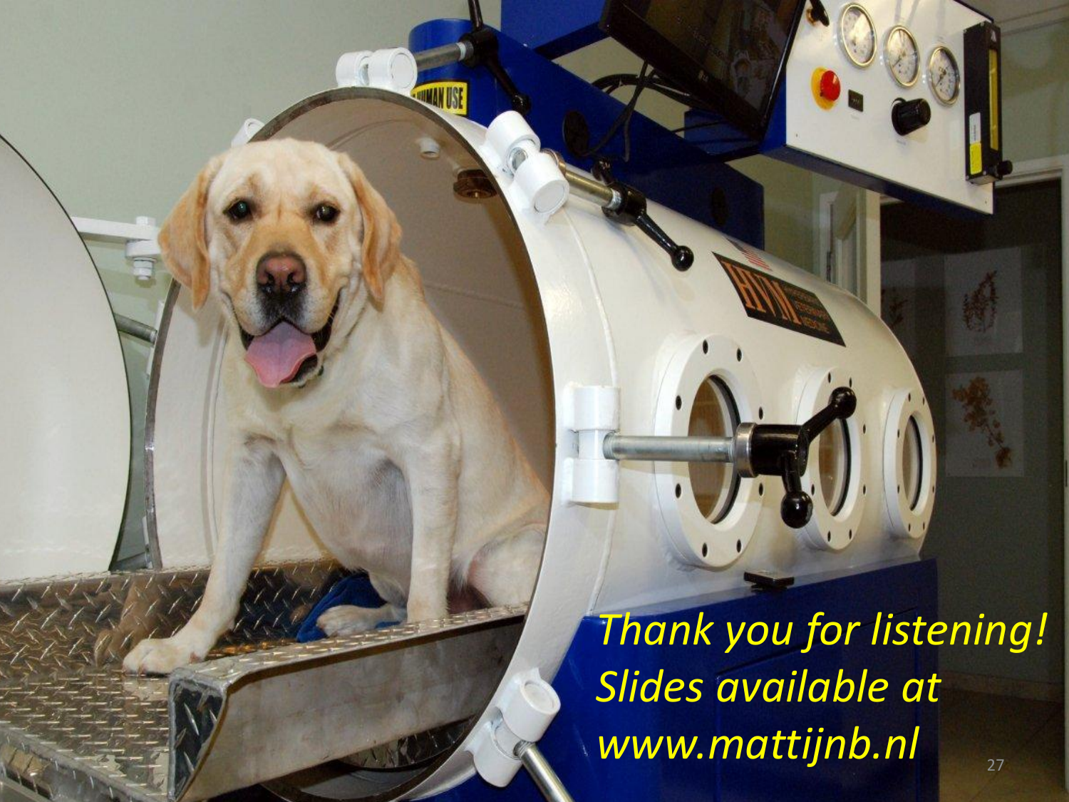*Thank you for listening!*
*Slides available at*
*www.mattijnb.nl*